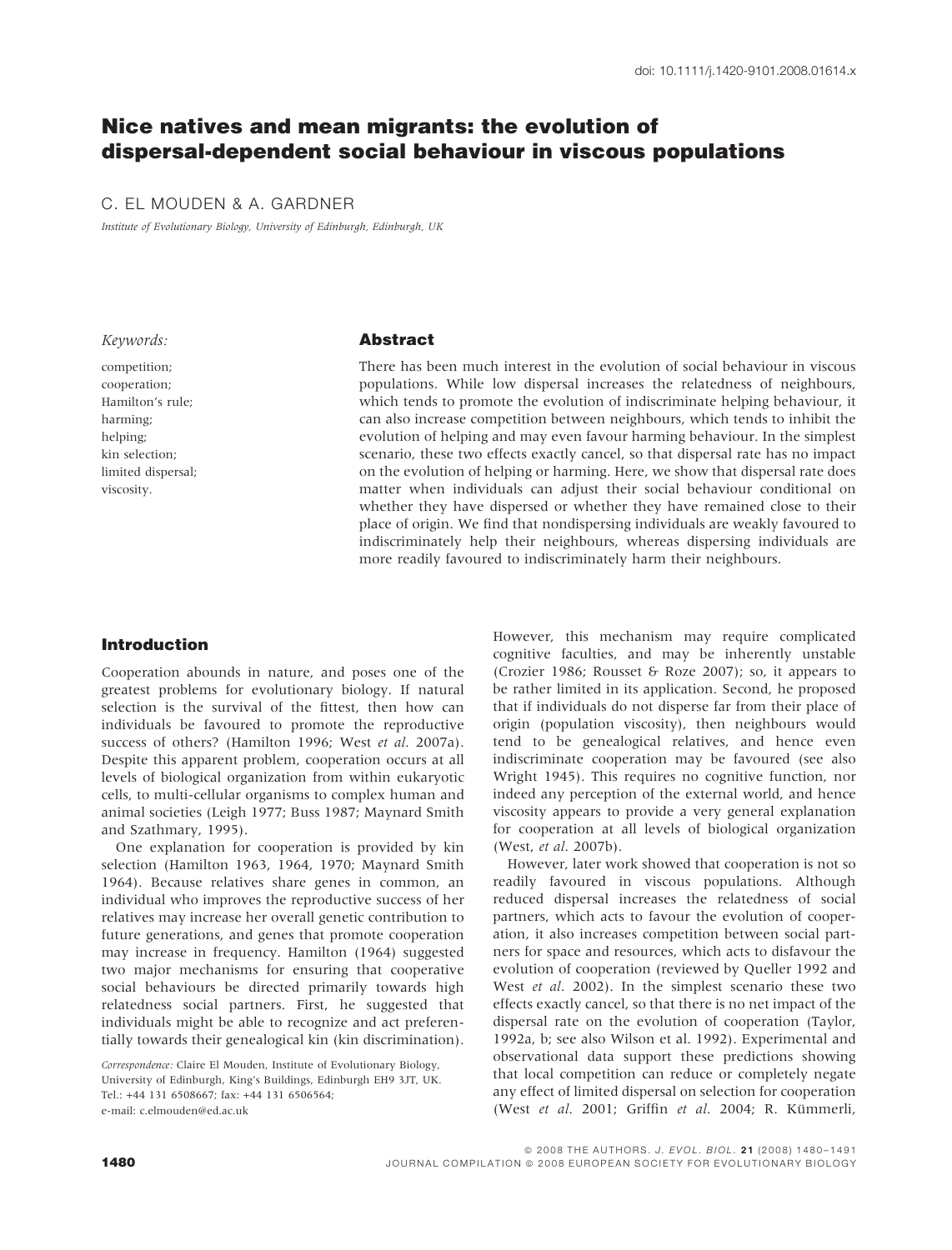doi: 10.1111/j.1420-9101.2008.01614.x

# Nice natives and mean migrants: the evolution of dispersal-dependent social behaviour in viscous populations

C. EL MOUDEN & A. GARDNER

*Institute of Evolutionary Biology, University of Edinburgh, Edinburgh, UK*

*Keywords:*

competition;
cooperation;
Hamilton's rule;
harming;
helping;
kin selection;
limited dispersal;
viscosity.

## Abstract

There has been much interest in the evolution of social behaviour in viscous populations. While low dispersal increases the relatedness of neighbours, which tends to promote the evolution of indiscriminate helping behaviour, it can also increase competition between neighbours, which tends to inhibit the evolution of helping and may even favour harming behaviour. In the simplest scenario, these two effects exactly cancel, so that dispersal rate has no impact on the evolution of helping or harming. Here, we show that dispersal rate does matter when individuals can adjust their social behaviour conditional on whether they have dispersed or whether they have remained close to their place of origin. We find that nondispersing individuals are weakly favoured to indiscriminately help their neighbours, whereas dispersing individuals are more readily favoured to indiscriminately harm their neighbours.

## Introduction

Cooperation abounds in nature, and poses one of the greatest problems for evolutionary biology. If natural selection is the survival of the fittest, then how can individuals be favoured to promote the reproductive success of others? (Hamilton 1996; West *et al.* 2007a). Despite this apparent problem, cooperation occurs at all levels of biological organization from within eukaryotic cells, to multi-cellular organisms to complex human and animal societies (Leigh 1977; Buss 1987; Maynard Smith and Szathmary, 1995).

One explanation for cooperation is provided by kin selection (Hamilton 1963, 1964, 1970; Maynard Smith 1964). Because relatives share genes in common, an individual who improves the reproductive success of her relatives may increase her overall genetic contribution to future generations, and genes that promote cooperation may increase in frequency. Hamilton (1964) suggested two major mechanisms for ensuring that cooperative social behaviours be directed primarily towards high relatedness social partners. First, he suggested that individuals might be able to recognize and act preferentially towards their genealogical kin (kin discrimination). However, this mechanism may require complicated cognitive faculties, and may be inherently unstable (Crozier 1986; Rousset & Roze 2007); so, it appears to be rather limited in its application. Second, he proposed that if individuals do not disperse far from their place of origin (population viscosity), then neighbours would tend to be genealogical relatives, and hence even indiscriminate cooperation may be favoured (see also Wright 1945). This requires no cognitive function, nor indeed any perception of the external world, and hence viscosity appears to provide a very general explanation for cooperation at all levels of biological organization (West, *et al.* 2007b).

However, later work showed that cooperation is not so readily favoured in viscous populations. Although reduced dispersal increases the relatedness of social partners, which acts to favour the evolution of cooperation, it also increases competition between social partners for space and resources, which acts to disfavour the evolution of cooperation (reviewed by Queller 1992 and West *et al.* 2002). In the simplest scenario these two effects exactly cancel, so that there is no net impact of the dispersal rate on the evolution of cooperation (Taylor, 1992a, b; see also Wilson et al. 1992). Experimental and observational data support these predictions showing that local competition can reduce or completely negate any effect of limited dispersal on selection for cooperation (West *et al.* 2001; Griffin *et al.* 2004; R. Kümmerli,

*Correspondence:* Claire El Mouden, Institute of Evolutionary Biology, University of Edinburgh, King's Buildings, Edinburgh EH9 3JT, UK.
Tel.: +44 131 6508667; fax: +44 131 6506564;
e-mail: c.elmouden@ed.ac.uk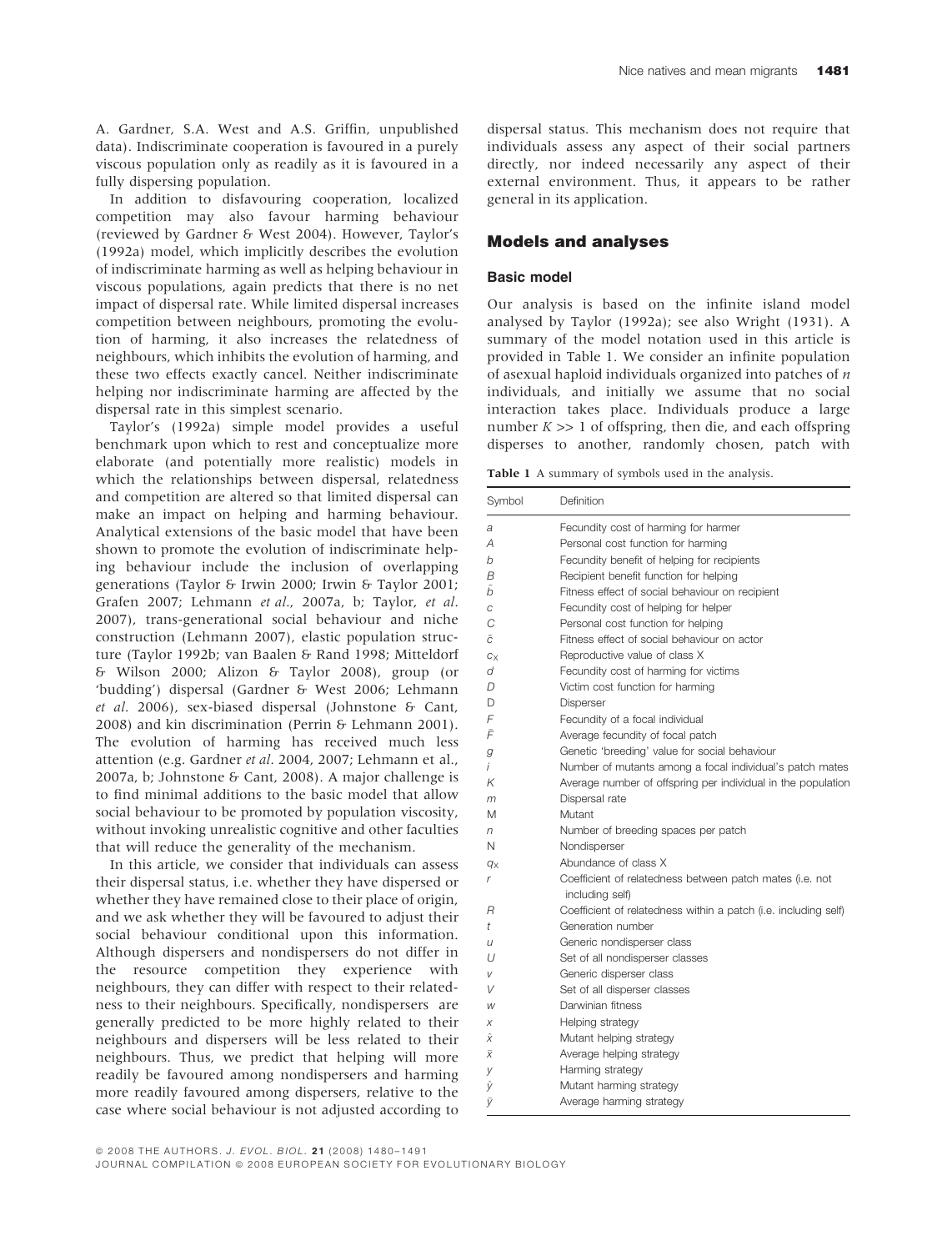A. Gardner, S.A. West and A.S. Griffin, unpublished data). Indiscriminate cooperation is favoured in a purely viscous population only as readily as it is favoured in a fully dispersing population.

In addition to disfavouring cooperation, localized competition may also favour harming behaviour (reviewed by Gardner & West 2004). However, Taylor's (1992a) model, which implicitly describes the evolution of indiscriminate harming as well as helping behaviour in viscous populations, again predicts that there is no net impact of dispersal rate. While limited dispersal increases competition between neighbours, promoting the evolution of harming, it also increases the relatedness of neighbours, which inhibits the evolution of harming, and these two effects exactly cancel. Neither indiscriminate helping nor indiscriminate harming are affected by the dispersal rate in this simplest scenario.

Taylor's (1992a) simple model provides a useful benchmark upon which to rest and conceptualize more elaborate (and potentially more realistic) models in which the relationships between dispersal, relatedness and competition are altered so that limited dispersal can make an impact on helping and harming behaviour. Analytical extensions of the basic model that have been shown to promote the evolution of indiscriminate helping behaviour include the inclusion of overlapping generations (Taylor & Irwin 2000; Irwin & Taylor 2001; Grafen 2007; Lehmann *et al.*, 2007a, b; Taylor, *et al.* 2007), trans-generational social behaviour and niche construction (Lehmann 2007), elastic population structure (Taylor 1992b; van Baalen & Rand 1998; Mitteldorf & Wilson 2000; Alizon & Taylor 2008), group (or 'budding') dispersal (Gardner & West 2006; Lehmann *et al.* 2006), sex-biased dispersal (Johnstone & Cant, 2008) and kin discrimination (Perrin & Lehmann 2001). The evolution of harming has received much less attention (e.g. Gardner *et al*. 2004, 2007; Lehmann et al., 2007a, b; Johnstone & Cant, 2008). A major challenge is to find minimal additions to the basic model that allow social behaviour to be promoted by population viscosity, without invoking unrealistic cognitive and other faculties that will reduce the generality of the mechanism.

In this article, we consider that individuals can assess their dispersal status, i.e. whether they have dispersed or whether they have remained close to their place of origin, and we ask whether they will be favoured to adjust their social behaviour conditional upon this information. Although dispersers and nondispersers do not differ in the resource competition they experience with neighbours, they can differ with respect to their relatedness to their neighbours. Specifically, nondispersers are generally predicted to be more highly related to their neighbours and dispersers will be less related to their neighbours. Thus, we predict that helping will more readily be favoured among nondispersers and harming more readily favoured among dispersers, relative to the case where social behaviour is not adjusted according to dispersal status. This mechanism does not require that individuals assess any aspect of their social partners directly, nor indeed necessarily any aspect of their external environment. Thus, it appears to be rather general in its application.

## Models and analyses

### Basic model

Our analysis is based on the infinite island model analysed by Taylor (1992a); see also Wright (1931). A summary of the model notation used in this article is provided in Table 1. We consider an infinite population of asexual haploid individuals organized into patches of $n$ individuals, and initially we assume that no social interaction takes place. Individuals produce a large number $K >> 1$ of offspring, then die, and each offspring disperses to another, randomly chosen, patch with

**Table 1** A summary of symbols used in the analysis.

| Symbol | Definition |
|---|---|
| $a$ | Fecundity cost of harming for harmer |
| $A$ | Personal cost function for harming |
| $b$ | Fecundity benefit of helping for recipients |
| $B$ | Recipient benefit function for helping |
| $\tilde{b}$ | Fitness effect of social behaviour on recipient |
| $c$ | Fecundity cost of helping for helper |
| $C$ | Personal cost function for helping |
| $\tilde{c}$ | Fitness effect of social behaviour on actor |
| $c_X$ | Reproductive value of class X |
| $d$ | Fecundity cost of harming for victims |
| $D$ | Victim cost function for harming |
| D | Disperser |
| $F$ | Fecundity of a focal individual |
| $\bar{F}$ | Average fecundity of focal patch |
| $g$ | Genetic 'breeding' value for social behaviour |
| $i$ | Number of mutants among a focal individual's patch mates |
| $K$ | Average number of offspring per individual in the population |
| $m$ | Dispersal rate |
| M | Mutant |
| $n$ | Number of breeding spaces per patch |
| N | Nondisperser |
| $q_X$ | Abundance of class X |
| $r$ | Coefficient of relatedness between patch mates (i.e. not including self) |
| $R$ | Coefficient of relatedness within a patch (i.e. including self) |
| $t$ | Generation number |
| $u$ | Generic nondisperser class |
| $U$ | Set of all nondisperser classes |
| $v$ | Generic disperser class |
| $V$ | Set of all disperser classes |
| $w$ | Darwinian fitness |
| $x$ | Helping strategy |
| $\hat{x}$ | Mutant helping strategy |
| $\bar{x}$ | Average helping strategy |
| $y$ | Harming strategy |
| $\hat{y}$ | Mutant harming strategy |
| $\bar{y}$ | Average harming strategy |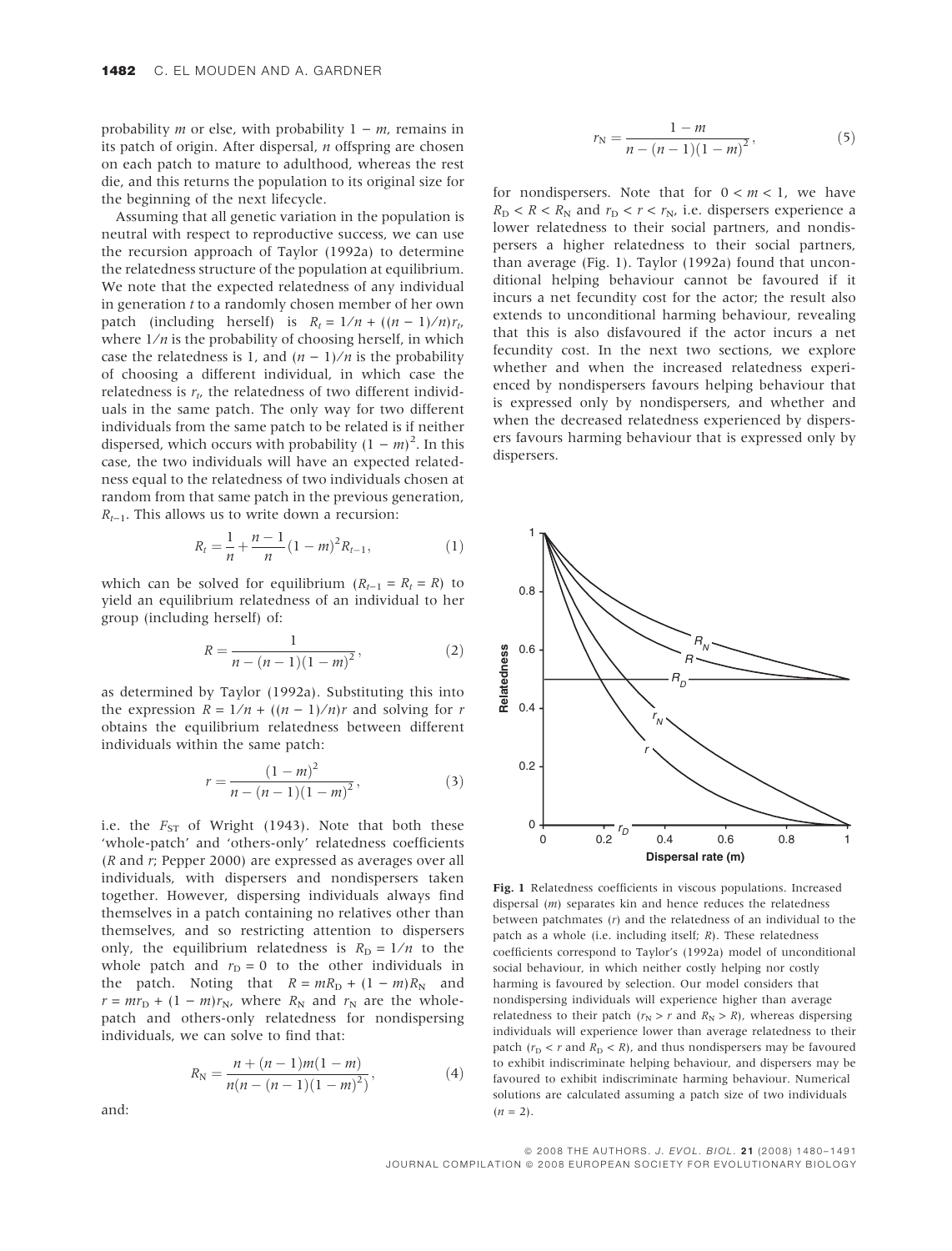probability $m$ or else, with probability $1 - m$, remains in its patch of origin. After dispersal, $n$ offspring are chosen on each patch to mature to adulthood, whereas the rest die, and this returns the population to its original size for the beginning of the next lifecycle.

Assuming that all genetic variation in the population is neutral with respect to reproductive success, we can use the recursion approach of Taylor (1992a) to determine the relatedness structure of the population at equilibrium. We note that the expected relatedness of any individual in generation $t$ to a randomly chosen member of her own patch (including herself) is $R_t = 1/n + ((n-1)/n)r_t$, where $1/n$ is the probability of choosing herself, in which case the relatedness is 1, and $(n-1)/n$ is the probability of choosing a different individual, in which case the relatedness is $r_t$, the relatedness of two different individuals in the same patch. The only way for two different individuals from the same patch to be related is if neither dispersed, which occurs with probability $(1-m)^2$. In this case, the two individuals will have an expected relatedness equal to the relatedness of two individuals chosen at random from that same patch in the previous generation, $R_{t-1}$. This allows us to write down a recursion:

$$R_t = \frac{1}{n} + \frac{n-1}{n}(1-m)^2 R_{t-1}, \tag{1}$$

which can be solved for equilibrium ($R_{t-1} = R_t = R$) to yield an equilibrium relatedness of an individual to her group (including herself) of:

$$R = \frac{1}{n - (n-1)(1-m)^2}, \tag{2}$$

as determined by Taylor (1992a). Substituting this into the expression $R = 1/n + ((n-1)/n)r$ and solving for $r$ obtains the equilibrium relatedness between different individuals within the same patch:

$$r = \frac{(1-m)^2}{n - (n-1)(1-m)^2}, \tag{3}$$

i.e. the $F_{ST}$ of Wright (1943). Note that both these 'whole-patch' and 'others-only' relatedness coefficients ($R$ and $r$; Pepper 2000) are expressed as averages over all individuals, with dispersers and nondispersers taken together. However, dispersing individuals always find themselves in a patch containing no relatives other than themselves, and so restricting attention to dispersers only, the equilibrium relatedness is $R_D = 1/n$ to the whole patch and $r_D = 0$ to the other individuals in the patch. Noting that $R = mR_D + (1-m)R_N$ and $r = mr_D + (1-m)r_N$, where $R_N$ and $r_N$ are the whole-patch and others-only relatedness for nondispersing individuals, we can solve to find that:

$$R_N = \frac{n + (n-1)m(1-m)}{n(n - (n-1)(1-m)^2)}, \tag{4}$$

and:

$$r_N = \frac{1-m}{n - (n-1)(1-m)^2}, \tag{5}$$

for nondispersers. Note that for $0 < m < 1$, we have $R_D < R < R_N$ and $r_D < r < r_N$, i.e. dispersers experience a lower relatedness to their social partners, and nondispersers a higher relatedness to their social partners, than average (Fig. 1). Taylor (1992a) found that unconditional helping behaviour cannot be favoured if it incurs a net fecundity cost for the actor; the result also extends to unconditional harming behaviour, revealing that this is also disfavoured if the actor incurs a net fecundity cost. In the next two sections, we explore whether and when the increased relatedness experienced by nondispersers favours helping behaviour that is expressed only by nondispersers, and whether and when the decreased relatedness experienced by dispersers favours harming behaviour that is expressed only by dispersers.

**Fig. 1** Relatedness coefficients in viscous populations. Increased dispersal ($m$) separates kin and hence reduces the relatedness between patchmates ($r$) and the relatedness of an individual to the patch as a whole (i.e. including itself; $R$). These relatedness coefficients correspond to Taylor's (1992a) model of unconditional social behaviour, in which neither costly helping nor costly harming is favoured by selection. Our model considers that nondispersing individuals will experience higher than average relatedness to their patch ($r_N > r$ and $R_N > R$), whereas dispersing individuals will experience lower than average relatedness to their patch ($r_D < r$ and $R_D < R$), and thus nondispersers may be favoured to exhibit indiscriminate helping behaviour, and dispersers may be favoured to exhibit indiscriminate harming behaviour. Numerical solutions are calculated assuming a patch size of two individuals ($n = 2$).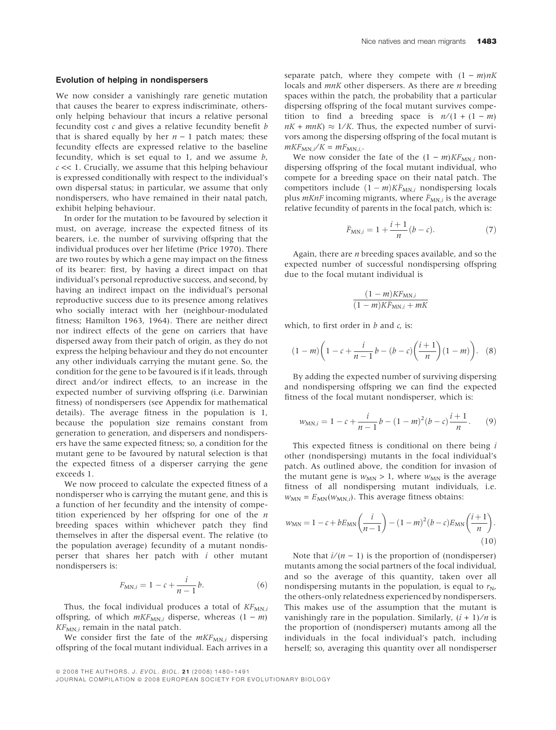### Evolution of helping in nondispersers

We now consider a vanishingly rare genetic mutation that causes the bearer to express indiscriminate, others-only helping behaviour that incurs a relative personal fecundity cost $c$ and gives a relative fecundity benefit $b$ that is shared equally by her $n - 1$ patch mates; these fecundity effects are expressed relative to the baseline fecundity, which is set equal to 1, and we assume $b$, $c << 1$. Crucially, we assume that this helping behaviour is expressed conditionally with respect to the individual's own dispersal status; in particular, we assume that only nondispersers, who have remained in their natal patch, exhibit helping behaviour.

In order for the mutation to be favoured by selection it must, on average, increase the expected fitness of its bearers, i.e. the number of surviving offspring that the individual produces over her lifetime (Price 1970). There are two routes by which a gene may impact on the fitness of its bearer: first, by having a direct impact on that individual's personal reproductive success, and second, by having an indirect impact on the individual's personal reproductive success due to its presence among relatives who socially interact with her (neighbour-modulated fitness; Hamilton 1963, 1964). There are neither direct nor indirect effects of the gene on carriers that have dispersed away from their patch of origin, as they do not express the helping behaviour and they do not encounter any other individuals carrying the mutant gene. So, the condition for the gene to be favoured is if it leads, through direct and/or indirect effects, to an increase in the expected number of surviving offspring (i.e. Darwinian fitness) of nondispersers (see Appendix for mathematical details). The average fitness in the population is 1, because the population size remains constant from generation to generation, and dispersers and nondispersers have the same expected fitness; so, a condition for the mutant gene to be favoured by natural selection is that the expected fitness of a disperser carrying the gene exceeds 1.

We now proceed to calculate the expected fitness of a nondisperser who is carrying the mutant gene, and this is a function of her fecundity and the intensity of competition experienced by her offspring for one of the $n$ breeding spaces within whichever patch they find themselves in after the dispersal event. The relative (to the population average) fecundity of a mutant nondisperser that shares her patch with $i$ other mutant nondispersers is:

$$F_{\mathrm{MN},i} = 1 - c + \frac{i}{n-1}b. \tag{6}$$

Thus, the focal individual produces a total of $KF_{\mathrm{MN},i}$ offspring, of which $mKF_{\mathrm{MN},i}$ disperse, whereas $(1 - m)KF_{\mathrm{MN},i}$ remain in the natal patch.

We consider first the fate of the $mKF_{\mathrm{MN},i}$ dispersing offspring of the focal mutant individual. Each arrives in a separate patch, where they compete with $(1 - m)nK$ locals and $mnK$ other dispersers. As there are $n$ breeding spaces within the patch, the probability that a particular dispersing offspring of the focal mutant survives competition to find a breeding space is $n/(1 + (1 - m)nK + mnK) \approx 1/K$. Thus, the expected number of survivors among the dispersing offspring of the focal mutant is $mKF_{\mathrm{MN},i}/K = mF_{\mathrm{MN},i}$.

We now consider the fate of the $(1 - m)KF_{\mathrm{MN},i}$ nondispersing offspring of the focal mutant individual, who compete for a breeding space on their natal patch. The competitors include $(1 - m)K\bar{F}_{\mathrm{MN},i}$ nondispersing locals plus $mKnF$ incoming migrants, where $\bar{F}_{\mathrm{MN},i}$ is the average relative fecundity of parents in the focal patch, which is:

$$\bar{F}_{\mathrm{MN},i} = 1 + \frac{i+1}{n}(b - c). \tag{7}$$

Again, there are $n$ breeding spaces available, and so the expected number of successful nondispersing offspring due to the focal mutant individual is

$$\frac{(1-m)KF_{\mathrm{MN},i}}{(1-m)K\bar{F}_{\mathrm{MN},i} + mK}$$

which, to first order in $b$ and $c$, is:

$$(1-m)\left(1 - c + \frac{i}{n-1}b - (b-c)\left(\frac{i+1}{n}\right)(1-m)\right). \tag{8}$$

By adding the expected number of surviving dispersing and nondispersing offspring we can find the expected fitness of the focal mutant nondisperser, which is:

$$w_{\mathrm{MN},i} = 1 - c + \frac{i}{n-1}b - (1-m)^2(b-c)\frac{i+1}{n}. \tag{9}$$

This expected fitness is conditional on there being $i$ other (nondispersing) mutants in the focal individual's patch. As outlined above, the condition for invasion of the mutant gene is $w_{\mathrm{MN}} > 1$, where $w_{\mathrm{MN}}$ is the average fitness of all nondispersing mutant individuals, i.e. $w_{\mathrm{MN}} = E_{\mathrm{MN}}(w_{\mathrm{MN},i})$. This average fitness obtains:

$$w_{\mathrm{MN}} = 1 - c + bE_{\mathrm{MN}}\left(\frac{i}{n-1}\right) - (1-m)^2(b-c)E_{\mathrm{MN}}\left(\frac{i+1}{n}\right). \tag{10}$$

Note that $i/(n - 1)$ is the proportion of (nondisperser) mutants among the social partners of the focal individual, and so the average of this quantity, taken over all nondispersing mutants in the population, is equal to $r_{\mathrm{N}}$, the others-only relatedness experienced by nondispersers. This makes use of the assumption that the mutant is vanishingly rare in the population. Similarly, $(i + 1)/n$ is the proportion of (nondisperser) mutants among all the individuals in the focal individual's patch, including herself; so, averaging this quantity over all nondisperser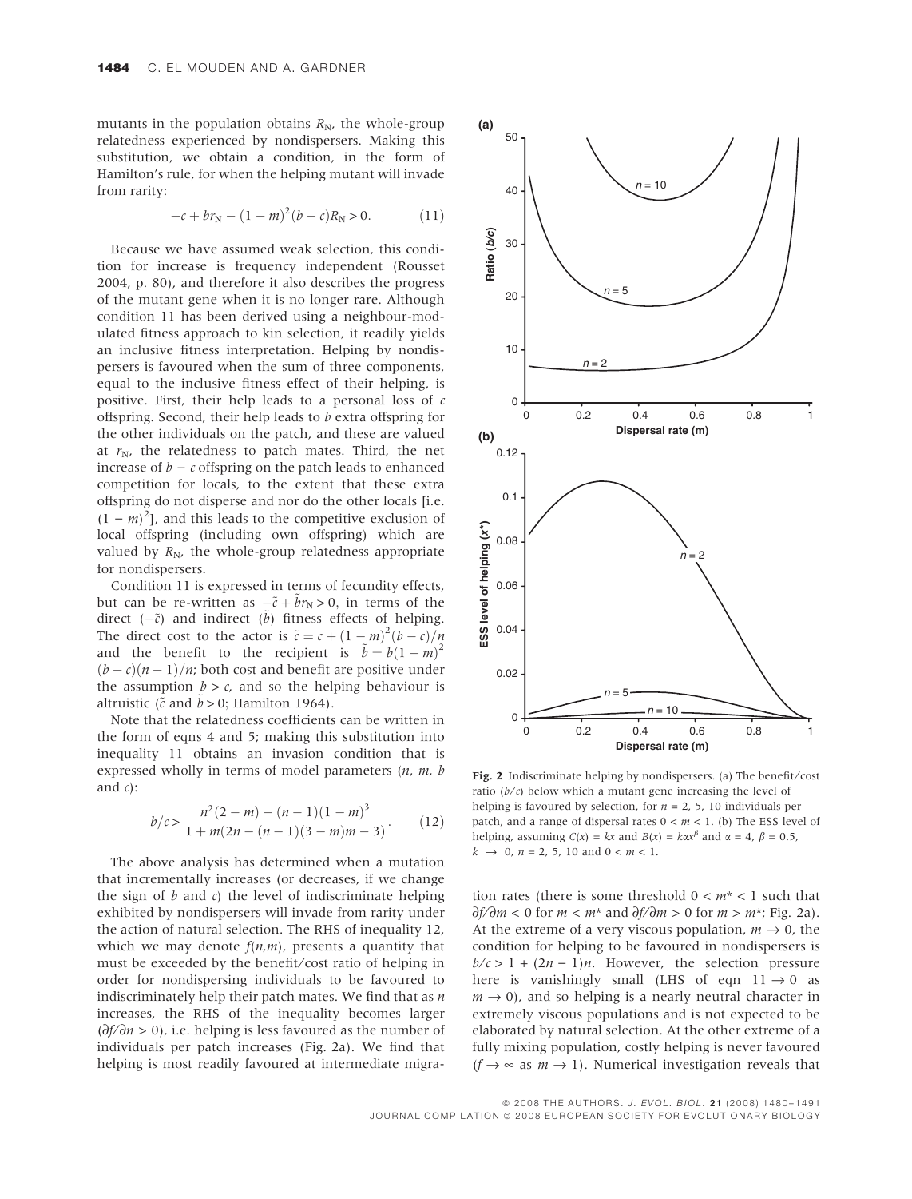mutants in the population obtains $R_N$, the whole-group relatedness experienced by nondispersers. Making this substitution, we obtain a condition, in the form of Hamilton's rule, for when the helping mutant will invade from rarity:

$$-c + br_N - (1-m)^2(b-c)R_N > 0. \qquad (11)$$

Because we have assumed weak selection, this condition for increase is frequency independent (Rousset 2004, p. 80), and therefore it also describes the progress of the mutant gene when it is no longer rare. Although condition 11 has been derived using a neighbour-modulated fitness approach to kin selection, it readily yields an inclusive fitness interpretation. Helping by nondispersers is favoured when the sum of three components, equal to the inclusive fitness effect of their helping, is positive. First, their help leads to a personal loss of $c$ offspring. Second, their help leads to $b$ extra offspring for the other individuals on the patch, and these are valued at $r_N$, the relatedness to patch mates. Third, the net increase of $b - c$ offspring on the patch leads to enhanced competition for locals, to the extent that these extra offspring do not disperse and nor do the other locals [i.e. $(1-m)^2$], and this leads to the competitive exclusion of local offspring (including own offspring) which are valued by $R_N$, the whole-group relatedness appropriate for nondispersers.

Condition 11 is expressed in terms of fecundity effects, but can be re-written as $-\tilde{c} + \tilde{b}r_N > 0$, in terms of the direct ($-\tilde{c}$) and indirect ($\tilde{b}$) fitness effects of helping. The direct cost to the actor is $\tilde{c} = c + (1-m)^2(b-c)/n$ and the benefit to the recipient is $\tilde{b} = b(1-m)^2(b-c)(n-1)/n$; both cost and benefit are positive under the assumption $b > c$, and so the helping behaviour is altruistic ($\tilde{c}$ and $\tilde{b} > 0$; Hamilton 1964).

Note that the relatedness coefficients can be written in the form of eqns 4 and 5; making this substitution into inequality 11 obtains an invasion condition that is expressed wholly in terms of model parameters ($n$, $m$, $b$ and $c$):

$$b/c > \frac{n^2(2-m) - (n-1)(1-m)^3}{1 + m(2n - (n-1)(3-m)m - 3)}. \qquad (12)$$

The above analysis has determined when a mutation that incrementally increases (or decreases, if we change the sign of $b$ and $c$) the level of indiscriminate helping exhibited by nondispersers will invade from rarity under the action of natural selection. The RHS of inequality 12, which we may denote $f(n,m)$, presents a quantity that must be exceeded by the benefit/cost ratio of helping in order for nondispersing individuals to be favoured to indiscriminately help their patch mates. We find that as $n$ increases, the RHS of the inequality becomes larger ($\partial f/\partial n > 0$), i.e. helping is less favoured as the number of individuals per patch increases (Fig. 2a). We find that helping is most readily favoured at intermediate migration rates (there is some threshold $0 < m^* < 1$ such that $\partial f/\partial m < 0$ for $m < m^*$ and $\partial f/\partial m > 0$ for $m > m^*$; Fig. 2a). At the extreme of a very viscous population, $m \to 0$, the condition for helping to be favoured in nondispersers is $b/c > 1 + (2n-1)n$. However, the selection pressure here is vanishingly small (LHS of eqn 11 $\to 0$ as $m \to 0$), and so helping is a nearly neutral character in extremely viscous populations and is not expected to be elaborated by natural selection. At the other extreme of a fully mixing population, costly helping is never favoured ($f \to \infty$ as $m \to 1$). Numerical investigation reveals that

**Fig. 2** Indiscriminate helping by nondispersers. (a) The benefit/cost ratio ($b/c$) below which a mutant gene increasing the level of helping is favoured by selection, for $n$ = 2, 5, 10 individuals per patch, and a range of dispersal rates $0 < m < 1$. (b) The ESS level of helping, assuming $C(x) = kx$ and $B(x) = k\alpha x^{\beta}$ and $\alpha = 4$, $\beta = 0.5$, $k \to 0$, $n$ = 2, 5, 10 and $0 < m < 1$.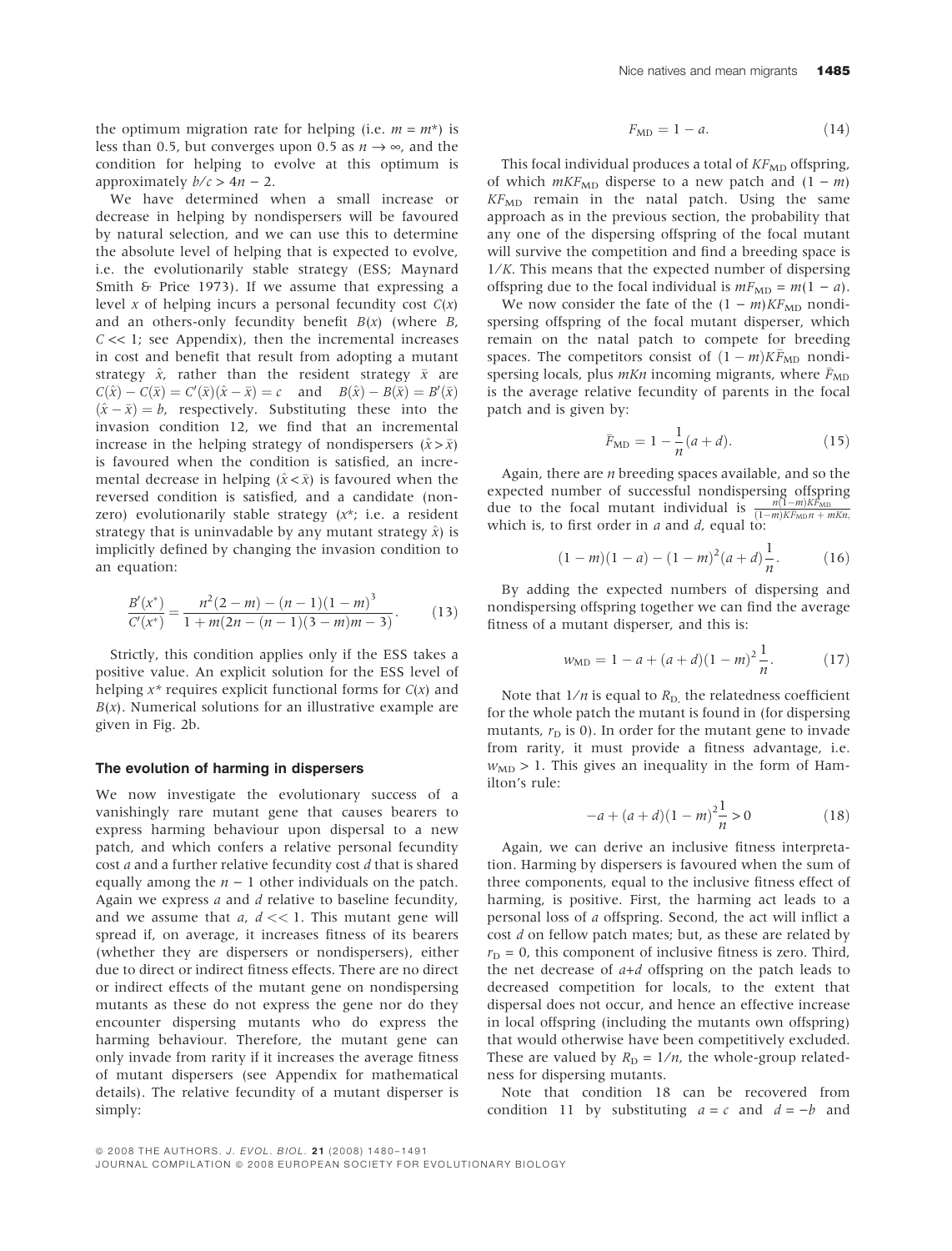the optimum migration rate for helping (i.e. $m = m^*$) is less than 0.5, but converges upon 0.5 as $n \to \infty$, and the condition for helping to evolve at this optimum is approximately $b/c > 4n - 2$.

We have determined when a small increase or decrease in helping by nondispersers will be favoured by natural selection, and we can use this to determine the absolute level of helping that is expected to evolve, i.e. the evolutionarily stable strategy (ESS; Maynard Smith & Price 1973). If we assume that expressing a level $x$ of helping incurs a personal fecundity cost $C(x)$ and an others-only fecundity benefit $B(x)$ (where $B$, $C << 1$; see Appendix), then the incremental increases in cost and benefit that result from adopting a mutant strategy $\hat{x}$, rather than the resident strategy $\bar{x}$ are $C(\hat{x}) - C(\bar{x}) = C'(\bar{x})(\hat{x} - \bar{x}) = c$ and $B(\hat{x}) - B(\bar{x}) = B'(\bar{x})(\hat{x} - \bar{x}) = b$, respectively. Substituting these into the invasion condition 12, we find that an incremental increase in the helping strategy of nondispersers ($\hat{x} > \bar{x}$) is favoured when the condition is satisfied, an incremental decrease in helping ($\hat{x} < \bar{x}$) is favoured when the reversed condition is satisfied, and a candidate (nonzero) evolutionarily stable strategy ($x^*$; i.e. a resident strategy that is uninvadable by any mutant strategy $\hat{x}$) is implicitly defined by changing the invasion condition to an equation:

$$\frac{B'(x^*)}{C'(x^*)} = \frac{n^2(2-m) - (n-1)(1-m)^3}{1 + m(2n - (n-1)(3-m)m - 3)}. \tag{13}$$

Strictly, this condition applies only if the ESS takes a positive value. An explicit solution for the ESS level of helping $x^*$ requires explicit functional forms for $C(x)$ and $B(x)$. Numerical solutions for an illustrative example are given in Fig. 2b.

### The evolution of harming in dispersers

We now investigate the evolutionary success of a vanishingly rare mutant gene that causes bearers to express harming behaviour upon dispersal to a new patch, and which confers a relative personal fecundity cost $a$ and a further relative fecundity cost $d$ that is shared equally among the $n - 1$ other individuals on the patch. Again we express $a$ and $d$ relative to baseline fecundity, and we assume that $a$, $d << 1$. This mutant gene will spread if, on average, it increases fitness of its bearers (whether they are dispersers or nondispersers), either due to direct or indirect fitness effects. There are no direct or indirect effects of the mutant gene on nondispersing mutants as these do not express the gene nor do they encounter dispersing mutants who do express the harming behaviour. Therefore, the mutant gene can only invade from rarity if it increases the average fitness of mutant dispersers (see Appendix for mathematical details). The relative fecundity of a mutant disperser is simply:

$$F_{\text{MD}} = 1 - a. \tag{14}$$

This focal individual produces a total of $KF_{\text{MD}}$ offspring, of which $mKF_{\text{MD}}$ disperse to a new patch and $(1 - m)KF_{\text{MD}}$ remain in the natal patch. Using the same approach as in the previous section, the probability that any one of the dispersing offspring of the focal mutant will survive the competition and find a breeding space is $1/K$. This means that the expected number of dispersing offspring due to the focal individual is $mF_{\text{MD}} = m(1 - a)$.

We now consider the fate of the $(1 - m)KF_{\text{MD}}$ nondispersing offspring of the focal mutant disperser, which remain on the natal patch to compete for breeding spaces. The competitors consist of $(1 - m)K\bar{F}_{\text{MD}}$ nondispersing locals, plus $mKn$ incoming migrants, where $\bar{F}_{\text{MD}}$ is the average relative fecundity of parents in the focal patch and is given by:

$$\bar{F}_{\text{MD}} = 1 - \frac{1}{n}(a + d). \tag{15}$$

Again, there are $n$ breeding spaces available, and so the expected number of successful nondispersing offspring due to the focal mutant individual is $\frac{n(1-m)KF_{\text{MD}}}{(1-m)K\bar{F}_{\text{MD}}n + mKn}$, which is, to first order in $a$ and $d$, equal to:

$$(1-m)(1-a) - (1-m)^2(a+d)\frac{1}{n}. \tag{16}$$

By adding the expected numbers of dispersing and nondispersing offspring together we can find the average fitness of a mutant disperser, and this is:

$$w_{\text{MD}} = 1 - a + (a+d)(1-m)^2\frac{1}{n}. \tag{17}$$

Note that $1/n$ is equal to $R_{\text{D}}$, the relatedness coefficient for the whole patch the mutant is found in (for dispersing mutants, $r_{\text{D}}$ is 0). In order for the mutant gene to invade from rarity, it must provide a fitness advantage, i.e. $w_{\text{MD}} > 1$. This gives an inequality in the form of Hamilton's rule:

$$-a + (a+d)(1-m)^2\frac{1}{n} > 0 \tag{18}$$

Again, we can derive an inclusive fitness interpretation. Harming by dispersers is favoured when the sum of three components, equal to the inclusive fitness effect of harming, is positive. First, the harming act leads to a personal loss of $a$ offspring. Second, the act will inflict a cost $d$ on fellow patch mates; but, as these are related by $r_{\text{D}} = 0$, this component of inclusive fitness is zero. Third, the net decrease of $a$+$d$ offspring on the patch leads to decreased competition for locals, to the extent that dispersal does not occur, and hence an effective increase in local offspring (including the mutants own offspring) that would otherwise have been competitively excluded. These are valued by $R_{\text{D}} = 1/n$, the whole-group relatedness for dispersing mutants.

Note that condition 18 can be recovered from condition 11 by substituting $a = c$ and $d = -b$ and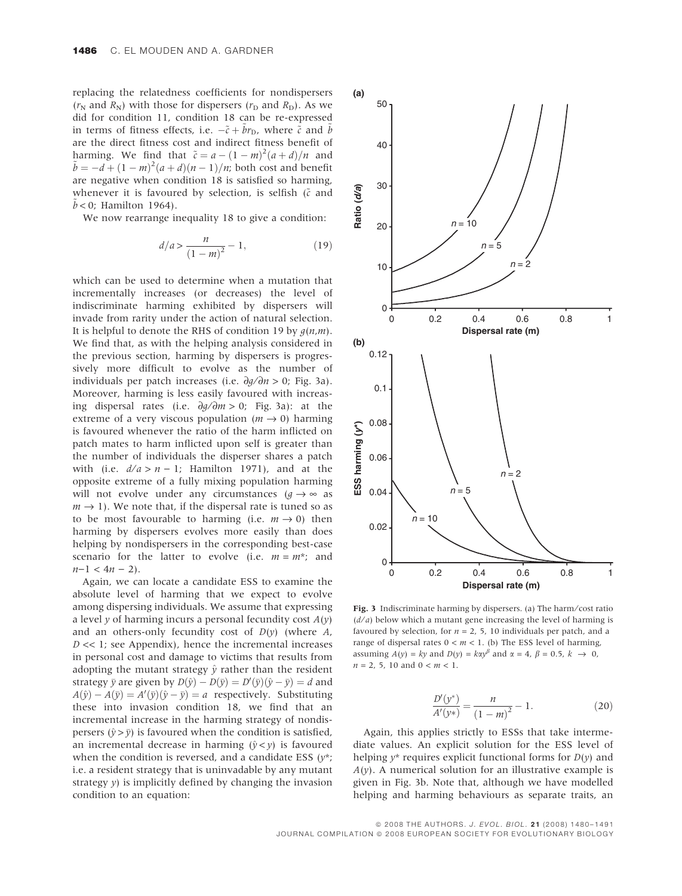replacing the relatedness coefficients for nondispersers ($r_N$ and $R_N$) with those for dispersers ($r_D$ and $R_D$). As we did for condition 11, condition 18 can be re-expressed in terms of fitness effects, i.e. $-\tilde{c} + \tilde{b}r_D$, where $\tilde{c}$ and $\tilde{b}$ are the direct fitness cost and indirect fitness benefit of harming. We find that $\tilde{c} = a - (1-m)^2(a+d)/n$ and $\tilde{b} = -d + (1-m)^2(a+d)(n-1)/n$; both cost and benefit are negative when condition 18 is satisfied so harming, whenever it is favoured by selection, is selfish ($\tilde{c}$ and $\tilde{b} < 0$; Hamilton 1964).

We now rearrange inequality 18 to give a condition:

$$d/a > \frac{n}{(1-m)^2} - 1, \tag{19}$$

which can be used to determine when a mutation that incrementally increases (or decreases) the level of indiscriminate harming exhibited by dispersers will invade from rarity under the action of natural selection. It is helpful to denote the RHS of condition 19 by $g(n,m)$. We find that, as with the helping analysis considered in the previous section, harming by dispersers is progressively more difficult to evolve as the number of individuals per patch increases (i.e. $\partial g/\partial n > 0$; Fig. 3a). Moreover, harming is less easily favoured with increasing dispersal rates (i.e. $\partial g/\partial m > 0$; Fig. 3a): at the extreme of a very viscous population ($m \to 0$) harming is favoured whenever the ratio of the harm inflicted on patch mates to harm inflicted upon self is greater than the number of individuals the disperser shares a patch with (i.e. $d/a > n - 1$; Hamilton 1971), and at the opposite extreme of a fully mixing population harming will not evolve under any circumstances ($g \to \infty$ as $m \to 1$). We note that, if the dispersal rate is tuned so as to be most favourable to harming (i.e. $m \to 0$) then harming by dispersers evolves more easily than does helping by nondispersers in the corresponding best-case scenario for the latter to evolve (i.e. $m = m^*$; and $n-1 < 4n - 2$).

Again, we can locate a candidate ESS to examine the absolute level of harming that we expect to evolve among dispersing individuals. We assume that expressing a level $y$ of harming incurs a personal fecundity cost $A(y)$ and an others-only fecundity cost of $D(y)$ (where $A$, $D << 1$; see Appendix), hence the incremental increases in personal cost and damage to victims that results from adopting the mutant strategy $\hat{y}$ rather than the resident strategy $\bar{y}$ are given by $D(\hat{y}) - D(\bar{y}) = D'(\bar{y})(\hat{y} - \bar{y}) = d$ and $A(\hat{y}) - A(\bar{y}) = A'(\bar{y})(\hat{y} - \bar{y}) = a$ respectively. Substituting these into invasion condition 18, we find that an incremental increase in the harming strategy of nondispersers ($\hat{y} > \bar{y}$) is favoured when the condition is satisfied, an incremental decrease in harming ($\hat{y} < y$) is favoured when the condition is reversed, and a candidate ESS ($y^*$; i.e. a resident strategy that is uninvadable by any mutant strategy $y$) is implicitly defined by changing the invasion condition to an equation:

**Fig. 3** Indiscriminate harming by dispersers. (a) The harm/cost ratio ($d/a$) below which a mutant gene increasing the level of harming is favoured by selection, for $n$ = 2, 5, 10 individuals per patch, and a range of dispersal rates $0 < m < 1$. (b) The ESS level of harming, assuming $A(y) = ky$ and $D(y) = k\alpha y^{\beta}$ and $\alpha = 4$, $\beta = 0.5$, $k \to 0$, $n$ = 2, 5, 10 and $0 < m < 1$.

$$\frac{D'(y^*)}{A'(y*)} = \frac{n}{(1-m)^2} - 1. \tag{20}$$

Again, this applies strictly to ESSs that take intermediate values. An explicit solution for the ESS level of helping $y^*$ requires explicit functional forms for $D(y)$ and $A(y)$. A numerical solution for an illustrative example is given in Fig. 3b. Note that, although we have modelled helping and harming behaviours as separate traits, an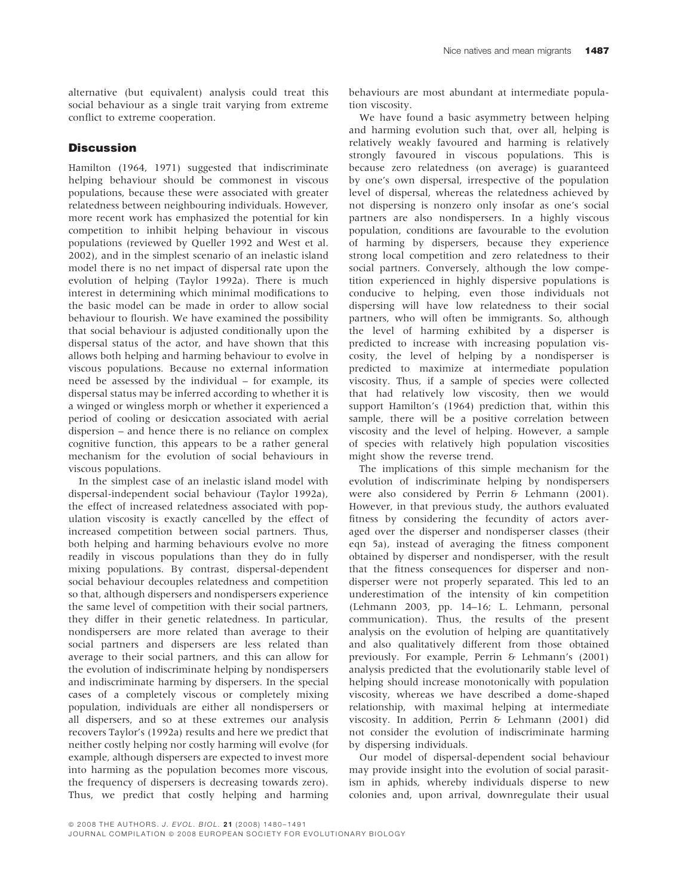alternative (but equivalent) analysis could treat this social behaviour as a single trait varying from extreme conflict to extreme cooperation.

## Discussion

Hamilton (1964, 1971) suggested that indiscriminate helping behaviour should be commonest in viscous populations, because these were associated with greater relatedness between neighbouring individuals. However, more recent work has emphasized the potential for kin competition to inhibit helping behaviour in viscous populations (reviewed by Queller 1992 and West et al. 2002), and in the simplest scenario of an inelastic island model there is no net impact of dispersal rate upon the evolution of helping (Taylor 1992a). There is much interest in determining which minimal modifications to the basic model can be made in order to allow social behaviour to flourish. We have examined the possibility that social behaviour is adjusted conditionally upon the dispersal status of the actor, and have shown that this allows both helping and harming behaviour to evolve in viscous populations. Because no external information need be assessed by the individual – for example, its dispersal status may be inferred according to whether it is a winged or wingless morph or whether it experienced a period of cooling or desiccation associated with aerial dispersion – and hence there is no reliance on complex cognitive function, this appears to be a rather general mechanism for the evolution of social behaviours in viscous populations.

In the simplest case of an inelastic island model with dispersal-independent social behaviour (Taylor 1992a), the effect of increased relatedness associated with population viscosity is exactly cancelled by the effect of increased competition between social partners. Thus, both helping and harming behaviours evolve no more readily in viscous populations than they do in fully mixing populations. By contrast, dispersal-dependent social behaviour decouples relatedness and competition so that, although dispersers and nondispersers experience the same level of competition with their social partners, they differ in their genetic relatedness. In particular, nondispersers are more related than average to their social partners and dispersers are less related than average to their social partners, and this can allow for the evolution of indiscriminate helping by nondispersers and indiscriminate harming by dispersers. In the special cases of a completely viscous or completely mixing population, individuals are either all nondispersers or all dispersers, and so at these extremes our analysis recovers Taylor's (1992a) results and here we predict that neither costly helping nor costly harming will evolve (for example, although dispersers are expected to invest more into harming as the population becomes more viscous, the frequency of dispersers is decreasing towards zero). Thus, we predict that costly helping and harming behaviours are most abundant at intermediate population viscosity.

We have found a basic asymmetry between helping and harming evolution such that, over all, helping is relatively weakly favoured and harming is relatively strongly favoured in viscous populations. This is because zero relatedness (on average) is guaranteed by one's own dispersal, irrespective of the population level of dispersal, whereas the relatedness achieved by not dispersing is nonzero only insofar as one's social partners are also nondispersers. In a highly viscous population, conditions are favourable to the evolution of harming by dispersers, because they experience strong local competition and zero relatedness to their social partners. Conversely, although the low competition experienced in highly dispersive populations is conducive to helping, even those individuals not dispersing will have low relatedness to their social partners, who will often be immigrants. So, although the level of harming exhibited by a disperser is predicted to increase with increasing population viscosity, the level of helping by a nondisperser is predicted to maximize at intermediate population viscosity. Thus, if a sample of species were collected that had relatively low viscosity, then we would support Hamilton's (1964) prediction that, within this sample, there will be a positive correlation between viscosity and the level of helping. However, a sample of species with relatively high population viscosities might show the reverse trend.

The implications of this simple mechanism for the evolution of indiscriminate helping by nondispersers were also considered by Perrin & Lehmann (2001). However, in that previous study, the authors evaluated fitness by considering the fecundity of actors averaged over the disperser and nondisperser classes (their eqn 5a), instead of averaging the fitness component obtained by disperser and nondisperser, with the result that the fitness consequences for disperser and nondisperser were not properly separated. This led to an underestimation of the intensity of kin competition (Lehmann 2003, pp. 14–16; L. Lehmann, personal communication). Thus, the results of the present analysis on the evolution of helping are quantitatively and also qualitatively different from those obtained previously. For example, Perrin & Lehmann's (2001) analysis predicted that the evolutionarily stable level of helping should increase monotonically with population viscosity, whereas we have described a dome-shaped relationship, with maximal helping at intermediate viscosity. In addition, Perrin & Lehmann (2001) did not consider the evolution of indiscriminate harming by dispersing individuals.

Our model of dispersal-dependent social behaviour may provide insight into the evolution of social parasitism in aphids, whereby individuals disperse to new colonies and, upon arrival, downregulate their usual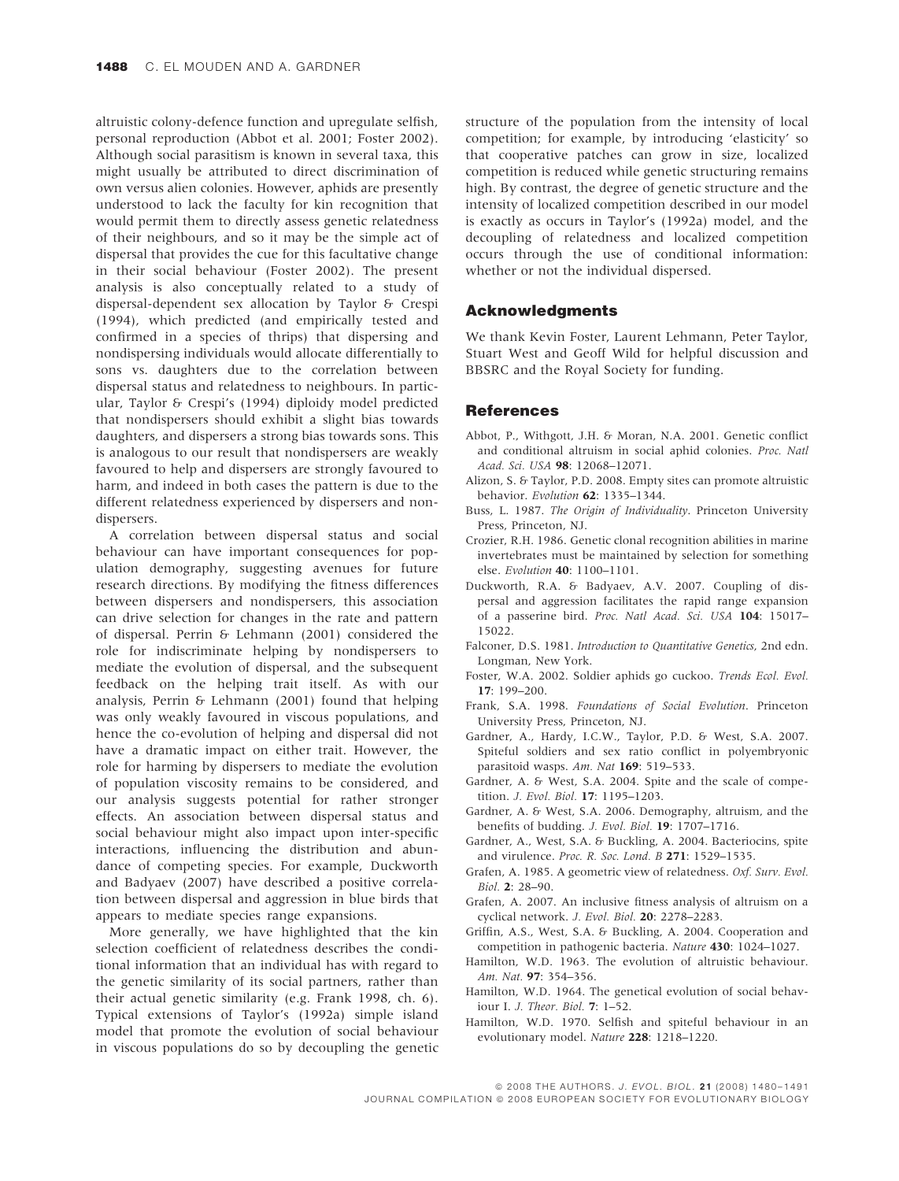altruistic colony-defence function and upregulate selfish, personal reproduction (Abbot et al. 2001; Foster 2002). Although social parasitism is known in several taxa, this might usually be attributed to direct discrimination of own versus alien colonies. However, aphids are presently understood to lack the faculty for kin recognition that would permit them to directly assess genetic relatedness of their neighbours, and so it may be the simple act of dispersal that provides the cue for this facultative change in their social behaviour (Foster 2002). The present analysis is also conceptually related to a study of dispersal-dependent sex allocation by Taylor & Crespi (1994), which predicted (and empirically tested and confirmed in a species of thrips) that dispersing and nondispersing individuals would allocate differentially to sons vs. daughters due to the correlation between dispersal status and relatedness to neighbours. In particular, Taylor & Crespi's (1994) diploidy model predicted that nondispersers should exhibit a slight bias towards daughters, and dispersers a strong bias towards sons. This is analogous to our result that nondispersers are weakly favoured to help and dispersers are strongly favoured to harm, and indeed in both cases the pattern is due to the different relatedness experienced by dispersers and nondispersers.

A correlation between dispersal status and social behaviour can have important consequences for population demography, suggesting avenues for future research directions. By modifying the fitness differences between dispersers and nondispersers, this association can drive selection for changes in the rate and pattern of dispersal. Perrin & Lehmann (2001) considered the role for indiscriminate helping by nondispersers to mediate the evolution of dispersal, and the subsequent feedback on the helping trait itself. As with our analysis, Perrin & Lehmann (2001) found that helping was only weakly favoured in viscous populations, and hence the co-evolution of helping and dispersal did not have a dramatic impact on either trait. However, the role for harming by dispersers to mediate the evolution of population viscosity remains to be considered, and our analysis suggests potential for rather stronger effects. An association between dispersal status and social behaviour might also impact upon inter-specific interactions, influencing the distribution and abundance of competing species. For example, Duckworth and Badyaev (2007) have described a positive correlation between dispersal and aggression in blue birds that appears to mediate species range expansions.

More generally, we have highlighted that the kin selection coefficient of relatedness describes the conditional information that an individual has with regard to the genetic similarity of its social partners, rather than their actual genetic similarity (e.g. Frank 1998, ch. 6). Typical extensions of Taylor's (1992a) simple island model that promote the evolution of social behaviour in viscous populations do so by decoupling the genetic structure of the population from the intensity of local competition; for example, by introducing 'elasticity' so that cooperative patches can grow in size, localized competition is reduced while genetic structuring remains high. By contrast, the degree of genetic structure and the intensity of localized competition described in our model is exactly as occurs in Taylor's (1992a) model, and the decoupling of relatedness and localized competition occurs through the use of conditional information: whether or not the individual dispersed.

## Acknowledgments

We thank Kevin Foster, Laurent Lehmann, Peter Taylor, Stuart West and Geoff Wild for helpful discussion and BBSRC and the Royal Society for funding.

## References

Abbot, P., Withgott, J.H. & Moran, N.A. 2001. Genetic conflict and conditional altruism in social aphid colonies. *Proc. Natl Acad. Sci. USA* **98**: 12068–12071.

Alizon, S. & Taylor, P.D. 2008. Empty sites can promote altruistic behavior. *Evolution* **62**: 1335–1344.

Buss, L. 1987. *The Origin of Individuality*. Princeton University Press, Princeton, NJ.

Crozier, R.H. 1986. Genetic clonal recognition abilities in marine invertebrates must be maintained by selection for something else. *Evolution* **40**: 1100–1101.

Duckworth, R.A. & Badyaev, A.V. 2007. Coupling of dispersal and aggression facilitates the rapid range expansion of a passerine bird. *Proc. Natl Acad. Sci. USA* **104**: 15017–15022.

Falconer, D.S. 1981. *Introduction to Quantitative Genetics*, 2nd edn. Longman, New York.

Foster, W.A. 2002. Soldier aphids go cuckoo. *Trends Ecol. Evol.* **17**: 199–200.

Frank, S.A. 1998. *Foundations of Social Evolution*. Princeton University Press, Princeton, NJ.

Gardner, A., Hardy, I.C.W., Taylor, P.D. & West, S.A. 2007. Spiteful soldiers and sex ratio conflict in polyembryonic parasitoid wasps. *Am. Nat* **169**: 519–533.

Gardner, A. & West, S.A. 2004. Spite and the scale of competition. *J. Evol. Biol.* **17**: 1195–1203.

Gardner, A. & West, S.A. 2006. Demography, altruism, and the benefits of budding. *J. Evol. Biol.* **19**: 1707–1716.

Gardner, A., West, S.A. & Buckling, A. 2004. Bacteriocins, spite and virulence. *Proc. R. Soc. Lond. B* **271**: 1529–1535.

Grafen, A. 1985. A geometric view of relatedness. *Oxf. Surv. Evol. Biol.* **2**: 28–90.

Grafen, A. 2007. An inclusive fitness analysis of altruism on a cyclical network. *J. Evol. Biol.* **20**: 2278–2283.

Griffin, A.S., West, S.A. & Buckling, A. 2004. Cooperation and competition in pathogenic bacteria. *Nature* **430**: 1024–1027.

Hamilton, W.D. 1963. The evolution of altruistic behaviour. *Am. Nat.* **97**: 354–356.

Hamilton, W.D. 1964. The genetical evolution of social behaviour I. *J. Theor. Biol.* **7**: 1–52.

Hamilton, W.D. 1970. Selfish and spiteful behaviour in an evolutionary model. *Nature* **228**: 1218–1220.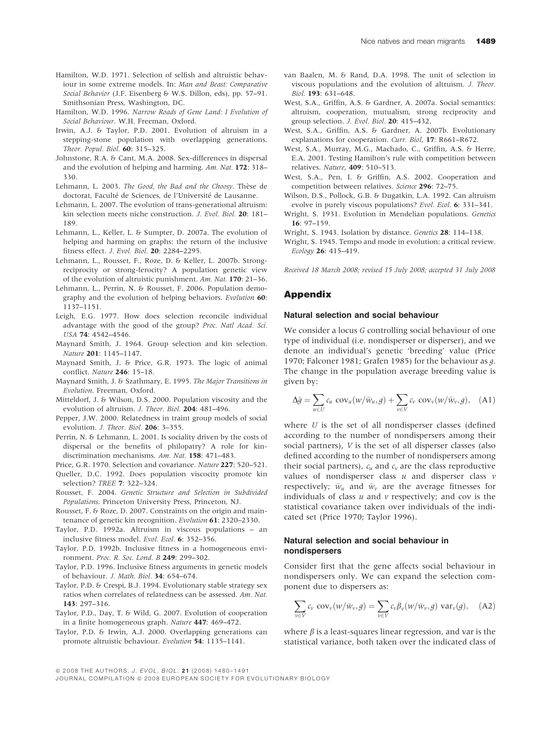Hamilton, W.D. 1971. Selection of selfish and altruistic behaviour in some extreme models. In: *Man and Beast: Comparative Social Behavior* (J.F. Eisenberg & W.S. Dillon, eds), pp. 57–91. Smithsonian Press, Washington, DC.

Hamilton, W.D. 1996. *Narrow Roads of Gene Land: I Evolution of Social Behaviour*. W.H. Freeman, Oxford.

Irwin, A.J. & Taylor, P.D. 2001. Evolution of altruism in a stepping-stone population with overlapping generations. *Theor. Popul. Biol.* **60**: 315–325.

Johnstone, R.A. & Cant, M.A. 2008. Sex-differences in dispersal and the evolution of helping and harming. *Am. Nat.* **172**: 318–330.

Lehmann, L. 2003. *The Good, the Bad and the Choosy*. Thèse de doctorat, Faculté de Sciences, de l'Université de Lausanne.

Lehmann, L. 2007. The evolution of trans-generational altruism: kin selection meets niche construction. *J. Evol. Biol.* **20**: 181–189.

Lehmann, L., Keller, L. & Sumpter, D. 2007a. The evolution of helping and harming on graphs: the return of the inclusive fitness effect. *J. Evol. Biol.* **20**: 2284–2295.

Lehmann, L., Rousset, F., Roze, D. & Keller, L. 2007b. Strong-reciprocity or strong-ferocity? A population genetic view of the evolution of altruistic punishment. *Am. Nat.* **170**: 21–36.

Lehmann, L., Perrin, N. & Rousset, F. 2006. Population demography and the evolution of helping behaviors. *Evolution* **60**: 1137–1151.

Leigh, E.G. 1977. How does selection reconcile individual advantage with the good of the group? *Proc. Natl Acad. Sci. USA* **74**: 4542–4546.

Maynard Smith, J. 1964. Group selection and kin selection. *Nature* **201**: 1145–1147.

Maynard Smith, J. & Price, G.R. 1973. The logic of animal conflict. *Nature* **246**: 15–18.

Maynard Smith, J. & Szathmary, E. 1995. *The Major Transitions in Evolution*. Freeman, Oxford.

Mitteldorf, J. & Wilson, D.S. 2000. Population viscosity and the evolution of altruism. *J. Theor. Biol.* **204**: 481–496.

Pepper, J.W. 2000. Relatedness in traint group models of social evolution. *J. Theor. Biol.* **206**: 3–355.

Perrin, N. & Lehmann, L. 2001. Is sociality driven by the costs of dispersal or the benefits of philopatry? A role for kin-discrimination mechanisms. *Am. Nat.* **158**: 471–483.

Price, G.R. 1970. Selection and covariance. *Nature* **227**: 520–521.

Queller, D.C. 1992. Does population viscocity promote kin selection? *TREE* **7**: 322–324.

Rousset, F. 2004. *Genetic Structure and Selection in Subdivided Populations*. Princeton University Press, Princeton, NJ.

Rousset, F. & Roze, D. 2007. Constraints on the origin and maintenance of genetic kin recognition. *Evolution* **61**: 2320–2330.

Taylor, P.D. 1992a. Altruism in viscous populations – an inclusive fitness model. *Evol. Ecol.* **6**: 352–356.

Taylor, P.D. 1992b. Inclusive fitness in a homogeneous environment. *Proc. R. Soc. Lond. B* **249**: 299–302.

Taylor, P.D. 1996. Inclusive fitness arguments in genetic models of behaviour. *J. Math. Biol.* **34**: 654–674.

Taylor, P.D. & Crespi, B.J. 1994. Evolutionary stable strategy sex ratios when correlates of relatedness can be assessed. *Am. Nat.* **143**: 297–316.

Taylor, P.D., Day, T. & Wild, G. 2007. Evolution of cooperation in a finite homogeneous graph. *Nature* **447**: 469–472.

Taylor, P.D. & Irwin, A.J. 2000. Overlapping generations can promote altruistic behaviour. *Evolution* **54**: 1135–1141.

van Baalen, M. & Rand, D.A. 1998. The unit of selection in viscous populations and the evolution of altruism. *J. Theor. Biol.* **193**: 631–648.

West, S.A., Griffin, A.S. & Gardner, A. 2007a. Social semantics: altruism, cooperation, mutualism, strong reciprocity and group selection. *J. Evol. Biol.* **20**: 415–432.

West, S.A., Griffin, A.S. & Gardner, A. 2007b. Evolutionary explanations for cooperation. *Curr. Biol*, **17**: R661–R672.

West, S.A., Murray, M.G., Machado, C., Griffin, A.S. & Herre, E.A. 2001. Testing Hamilton's rule with competition between relatives. *Nature*, **409**: 510–513.

West, S.A., Pen, I. & Griffin, A.S. 2002. Cooperation and competition between relatives. *Science* **296**: 72–75.

Wilson, D.S., Pollock, G.B. & Dugatkin, L.A. 1992. Can altruism evolve in purely viscous populations? *Evol. Ecol.* **6**: 331–341.

Wright, S. 1931. Evolution in Mendelian populations. *Genetics* **16**: 97–159.

Wright, S. 1943. Isolation by distance. *Genetics* **28**: 114–138.

Wright, S. 1945. Tempo and mode in evolution: a critical review. *Ecology* **26**: 415–419.

*Received 18 March 2008; revised 15 July 2008; accepted 31 July 2008*

## Appendix

### Natural selection and social behaviour

We consider a locus $G$ controlling social behaviour of one type of individual (i.e. nondisperser or disperser), and we denote an individual's genetic 'breeding' value (Price 1970; Falconer 1981; Grafen 1985) for the behaviour as $g$. The change in the population average breeding value is given by:

$$\Delta\bar{g} = \sum_{u \in U} c_u \ \mathrm{cov}_u(w/\bar{w}_u, g) + \sum_{v \in V} c_v \ \mathrm{cov}_v(w/\bar{w}_v, g), \quad \text{(A1)}$$

where $U$ is the set of all nondisperser classes (defined according to the number of nondispersers among their social partners), $V$ is the set of all disperser classes (also defined according to the number of nondispersers among their social partners), $c_u$ and $c_v$ are the class reproductive values of nondisperser class $u$ and disperser class $v$ respectively; $\bar{w}_u$ and $\bar{w}_v$ are the average fitnesses for individuals of class $u$ and $v$ respectively; and cov is the statistical covariance taken over individuals of the indicated set (Price 1970; Taylor 1996).

### Natural selection and social behaviour in nondispersers

Consider first that the gene affects social behaviour in nondispersers only. We can expand the selection component due to dispersers as:

$$\sum_{v \in V} c_v \ \mathrm{cov}_v(w/\bar{w}_v, g) = \sum_{v \in V} c_v \beta_v(w/\bar{w}_v, g) \ \mathrm{var}_v(g), \quad \text{(A2)}$$

where $\beta$ is a least-squares linear regression, and var is the statistical variance, both taken over the indicated class of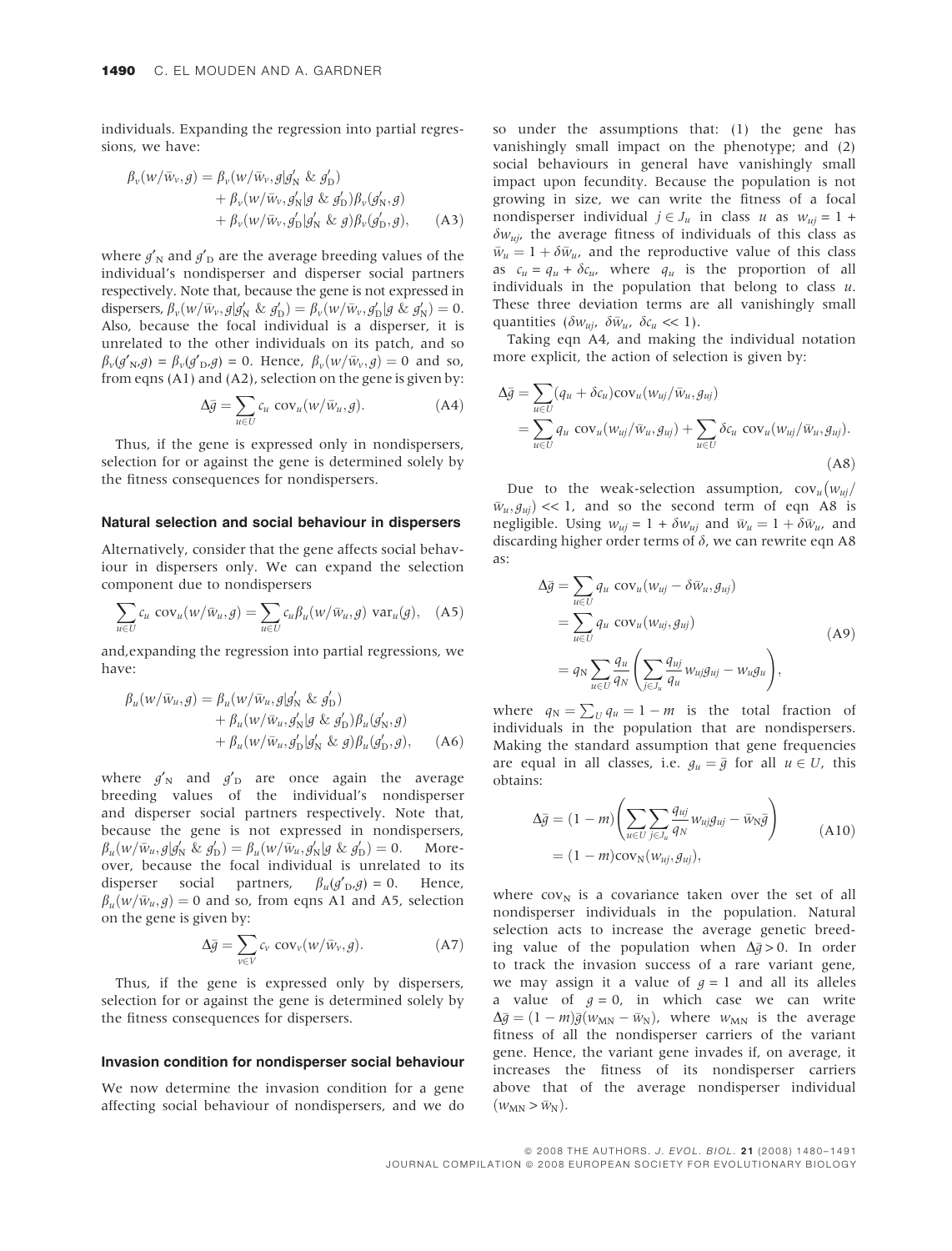individuals. Expanding the regression into partial regressions, we have:

$$\beta_v(w/\bar{w}_v, g) = \beta_v(w/\bar{w}_v, g|g'_N \ \& \ g'_D) + \beta_v(w/\bar{w}_v, g'_N|g \ \& \ g'_D)\beta_v(g'_N, g) + \beta_v(w/\bar{w}_v, g'_D|g'_N \ \& \ g)\beta_v(g'_D, g), \quad \text{(A3)}$$

where $g'_N$ and $g'_D$ are the average breeding values of the individual's nondisperser and disperser social partners respectively. Note that, because the gene is not expressed in dispersers, $\beta_v(w/\bar{w}_v, g|g'_N \ \& \ g'_D) = \beta_v(w/\bar{w}_v, g'_D|g \ \& \ g'_N) = 0$. Also, because the focal individual is a disperser, it is unrelated to the other individuals on its patch, and so $\beta_v(g'_N, g) = \beta_v(g'_D, g) = 0$. Hence, $\beta_v(w/\bar{w}_v, g) = 0$ and so, from eqns (A1) and (A2), selection on the gene is given by:

$$\Delta\bar{g} = \sum_{u \in U} c_u \ \text{cov}_u(w/\bar{w}_u, g). \quad \text{(A4)}$$

Thus, if the gene is expressed only in nondispersers, selection for or against the gene is determined solely by the fitness consequences for nondispersers.

#### Natural selection and social behaviour in dispersers

Alternatively, consider that the gene affects social behaviour in dispersers only. We can expand the selection component due to nondispersers

$$\sum_{u \in U} c_u \ \text{cov}_u(w/\bar{w}_u, g) = \sum_{u \in U} c_u \beta_u(w/\bar{w}_u, g) \ \text{var}_u(g), \quad \text{(A5)}$$

and,expanding the regression into partial regressions, we have:

$$\beta_u(w/\bar{w}_u, g) = \beta_u(w/\bar{w}_u, g|g'_N \ \& \ g'_D) + \beta_u(w/\bar{w}_u, g'_N|g \ \& \ g'_D)\beta_u(g'_N, g) + \beta_u(w/\bar{w}_u, g'_D|g'_N \ \& \ g)\beta_u(g'_D, g), \quad \text{(A6)}$$

where $g'_N$ and $g'_D$ are once again the average breeding values of the individual's nondisperser and disperser social partners respectively. Note that, because the gene is not expressed in nondispersers, $\beta_u(w/\bar{w}_u, g|g'_N \ \& \ g'_D) = \beta_u(w/\bar{w}_u, g'_N|g \ \& \ g'_D) = 0$. Moreover, because the focal individual is unrelated to its disperser social partners, $\beta_u(g'_D, g) = 0$. Hence, $\beta_u(w/\bar{w}_u, g) = 0$ and so, from eqns A1 and A5, selection on the gene is given by:

$$\Delta\bar{g} = \sum_{v \in V} c_v \ \text{cov}_v(w/\bar{w}_v, g). \quad \text{(A7)}$$

Thus, if the gene is expressed only by dispersers, selection for or against the gene is determined solely by the fitness consequences for dispersers.

#### Invasion condition for nondisperser social behaviour

We now determine the invasion condition for a gene affecting social behaviour of nondispersers, and we do so under the assumptions that: (1) the gene has vanishingly small impact on the phenotype; and (2) social behaviours in general have vanishingly small impact upon fecundity. Because the population is not growing in size, we can write the fitness of a focal nondisperser individual $j \in J_u$ in class $u$ as $w_{uj} = 1 + \delta w_{uj}$, the average fitness of individuals of this class as $\bar{w}_u = 1 + \delta\bar{w}_u$, and the reproductive value of this class as $c_u = q_u + \delta c_u$, where $q_u$ is the proportion of all individuals in the population that belong to class $u$. These three deviation terms are all vanishingly small quantities ($\delta w_{uj}$, $\delta\bar{w}_u$, $\delta c_u << 1$).

Taking eqn A4, and making the individual notation more explicit, the action of selection is given by:

$$\Delta\bar{g} = \sum_{u \in U}(q_u + \delta c_u)\text{cov}_u(w_{uj}/\bar{w}_u, g_{uj}) = \sum_{u \in U} q_u \ \text{cov}_u(w_{uj}/\bar{w}_u, g_{uj}) + \sum_{u \in U} \delta c_u \ \text{cov}_u(w_{uj}/\bar{w}_u, g_{uj}). \quad \text{(A8)}$$

Due to the weak-selection assumption, $\text{cov}_u(w_{uj}/\bar{w}_u, g_{uj}) << 1$, and so the second term of eqn A8 is negligible. Using $w_{uj} = 1 + \delta w_{uj}$ and $\bar{w}_u = 1 + \delta\bar{w}_u$, and discarding higher order terms of $\delta$, we can rewrite eqn A8 as:

$$\begin{aligned}\Delta\bar{g} &= \sum_{u \in U} q_u \ \text{cov}_u(w_{uj} - \delta\bar{w}_u, g_{uj}) \\ &= \sum_{u \in U} q_u \ \text{cov}_u(w_{uj}, g_{uj}) \\ &= q_N \sum_{u \in U} \frac{q_u}{q_N}\left(\sum_{j \in J_u} \frac{q_{uj}}{q_u} w_{uj} g_{uj} - w_u g_u\right),\end{aligned} \quad \text{(A9)}$$

where $q_N = \sum_U q_u = 1 - m$ is the total fraction of individuals in the population that are nondispersers. Making the standard assumption that gene frequencies are equal in all classes, i.e. $g_u = \bar{g}$ for all $u \in U$, this obtains:

$$\begin{aligned}\Delta\bar{g} &= (1-m)\left(\sum_{u \in U}\sum_{j \in J_u} \frac{q_{uj}}{q_N} w_{uj} g_{uj} - \bar{w}_N \bar{g}\right) \\ &= (1-m)\text{cov}_N(w_{uj}, g_{uj}),\end{aligned} \quad \text{(A10)}$$

where $\text{cov}_N$ is a covariance taken over the set of all nondisperser individuals in the population. Natural selection acts to increase the average genetic breeding value of the population when $\Delta\bar{g} > 0$. In order to track the invasion success of a rare variant gene, we may assign it a value of $g = 1$ and all its alleles a value of $g = 0$, in which case we can write $\Delta\bar{g} = (1-m)\bar{g}(w_{MN} - \bar{w}_N)$, where $w_{MN}$ is the average fitness of all the nondisperser carriers of the variant gene. Hence, the variant gene invades if, on average, it increases the fitness of its nondisperser carriers above that of the average nondisperser individual ($w_{MN} > \bar{w}_N$).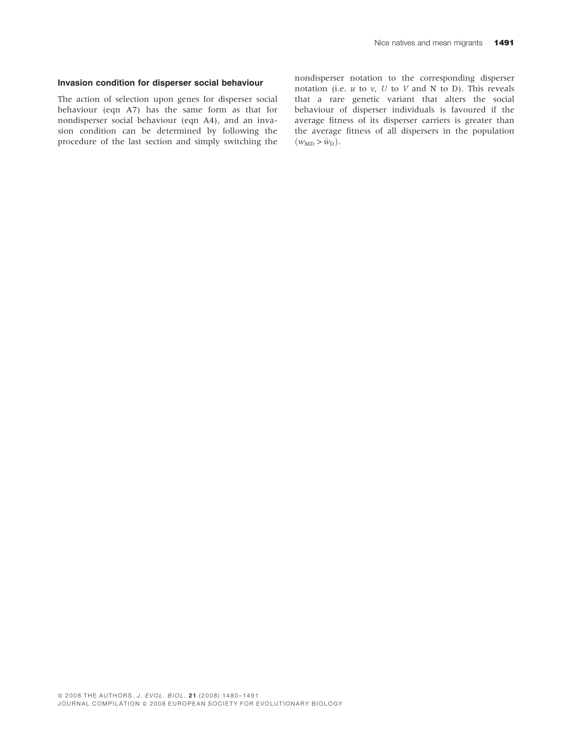### Invasion condition for disperser social behaviour

The action of selection upon genes for disperser social behaviour (eqn A7) has the same form as that for nondisperser social behaviour (eqn A4), and an invasion condition can be determined by following the procedure of the last section and simply switching the nondisperser notation to the corresponding disperser notation (i.e. $u$ to $v$, $U$ to $V$ and N to D). This reveals that a rare genetic variant that alters the social behaviour of disperser individuals is favoured if the average fitness of its disperser carriers is greater than the average fitness of all dispersers in the population $(w_{\mathrm{MD}} > \bar{w}_{\mathrm{D}})$.